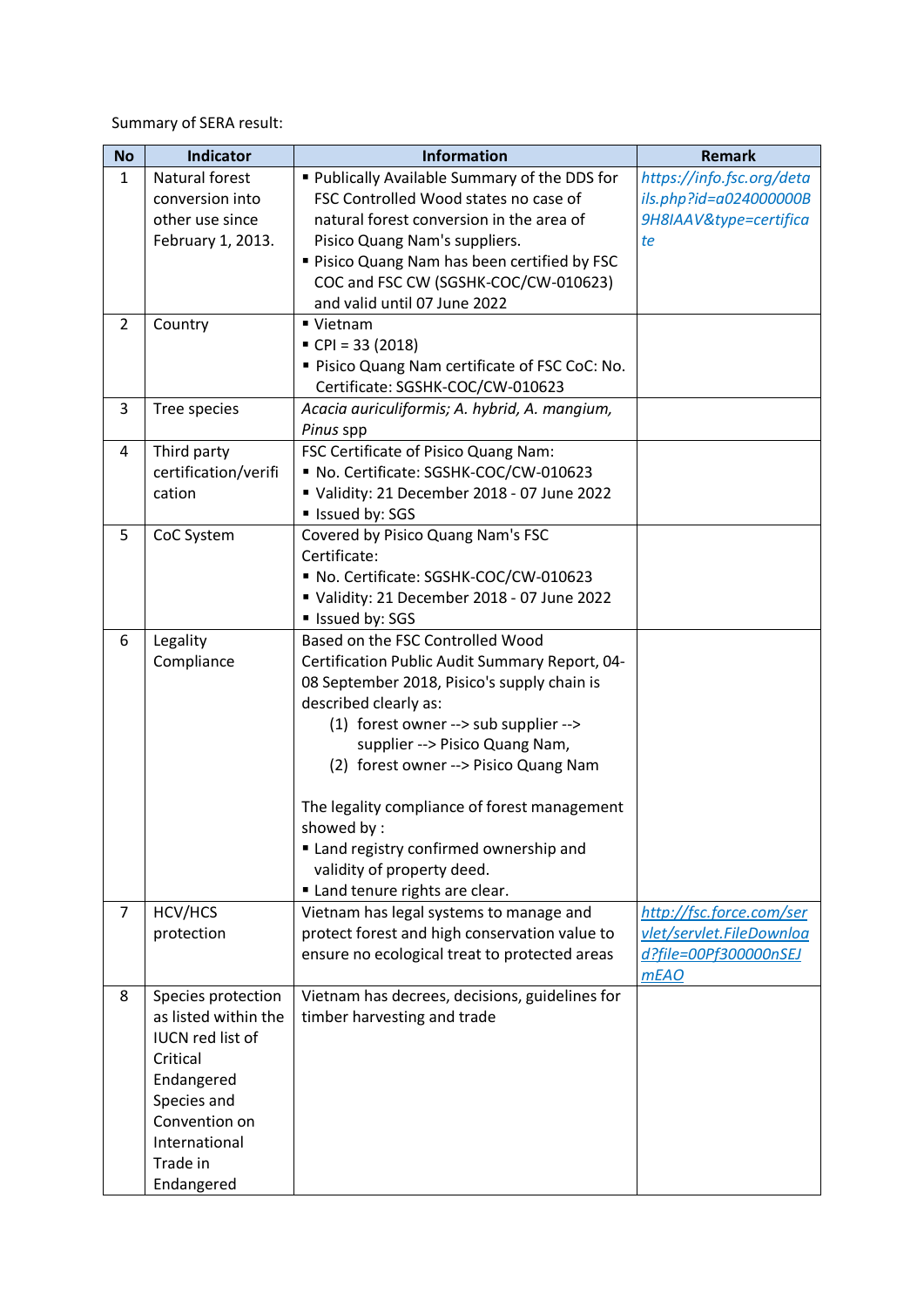Summary of SERA result:

| No | Indicator | Information | Remark |
|---|---|---|---|
| 1 | Natural forest conversion into other use since February 1, 2013. | ▪ Publically Available Summary of the DDS for FSC Controlled Wood states no case of natural forest conversion in the area of Pisico Quang Nam's suppliers.<br>▪ Pisico Quang Nam has been certified by FSC COC and FSC CW (SGSHK-COC/CW-010623) and valid until 07 June 2022 | *https://info.fsc.org/details.php?id=a024000000B9H8IAAV&type=certificate* |
| 2 | Country | ▪ Vietnam<br>▪ CPI = 33 (2018)<br>▪ Pisico Quang Nam certificate of FSC CoC: No. Certificate: SGSHK-COC/CW-010623 | |
| 3 | Tree species | *Acacia auriculiformis; A. hybrid, A. mangium, Pinus* spp | |
| 4 | Third party certification/verification | FSC Certificate of Pisico Quang Nam:<br>▪ No. Certificate: SGSHK-COC/CW-010623<br>▪ Validity: 21 December 2018 - 07 June 2022<br>▪ Issued by: SGS | |
| 5 | CoC System | Covered by Pisico Quang Nam's FSC Certificate:<br>▪ No. Certificate: SGSHK-COC/CW-010623<br>▪ Validity: 21 December 2018 - 07 June 2022<br>▪ Issued by: SGS | |
| 6 | Legality Compliance | Based on the FSC Controlled Wood Certification Public Audit Summary Report, 04-08 September 2018, Pisico's supply chain is described clearly as:<br>(1) forest owner --> sub supplier --> supplier --> Pisico Quang Nam,<br>(2) forest owner --> Pisico Quang Nam<br><br>The legality compliance of forest management showed by :<br>▪ Land registry confirmed ownership and validity of property deed.<br>▪ Land tenure rights are clear. | |
| 7 | HCV/HCS protection | Vietnam has legal systems to manage and protect forest and high conservation value to ensure no ecological treat to protected areas | *http://fsc.force.com/servlet/servlet.FileDownload?file=00Pf300000nSEJmEAO* |
| 8 | Species protection as listed within the IUCN red list of Critical Endangered Species and Convention on International Trade in Endangered | Vietnam has decrees, decisions, guidelines for timber harvesting and trade | |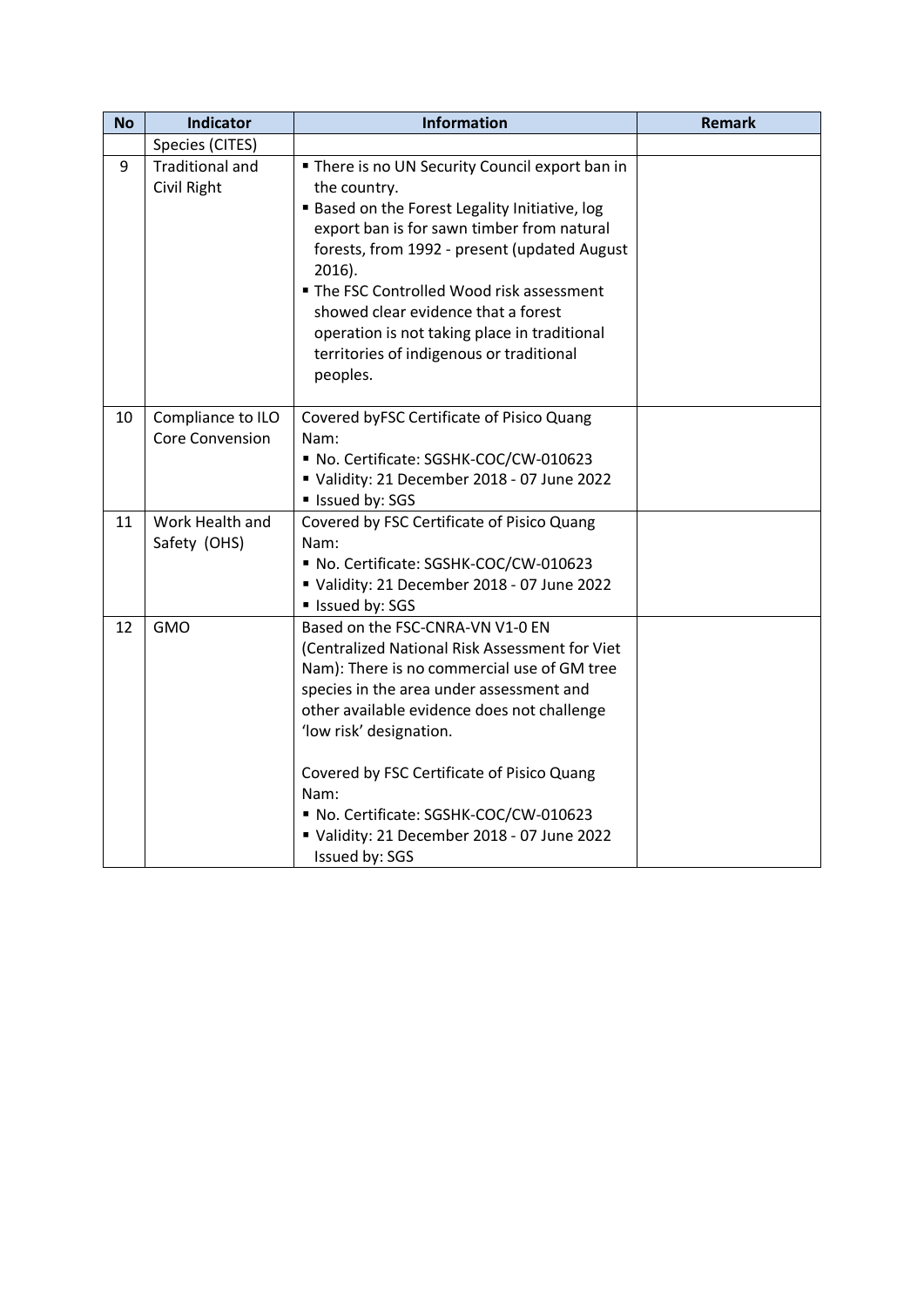| No | Indicator | Information | Remark |
|---|---|---|---|
| | Species (CITES) | | |
| 9 | Traditional and Civil Right | ▪ There is no UN Security Council export ban in the country.<br>▪ Based on the Forest Legality Initiative, log export ban is for sawn timber from natural forests, from 1992 - present (updated August 2016).<br>▪ The FSC Controlled Wood risk assessment showed clear evidence that a forest operation is not taking place in traditional territories of indigenous or traditional peoples. | |
| 10 | Compliance to ILO Core Convension | Covered byFSC Certificate of Pisico Quang Nam:<br>▪ No. Certificate: SGSHK-COC/CW-010623<br>▪ Validity: 21 December 2018 - 07 June 2022<br>▪ Issued by: SGS | |
| 11 | Work Health and Safety (OHS) | Covered by FSC Certificate of Pisico Quang Nam:<br>▪ No. Certificate: SGSHK-COC/CW-010623<br>▪ Validity: 21 December 2018 - 07 June 2022<br>▪ Issued by: SGS | |
| 12 | GMO | Based on the FSC-CNRA-VN V1-0 EN (Centralized National Risk Assessment for Viet Nam): There is no commercial use of GM tree species in the area under assessment and other available evidence does not challenge 'low risk' designation.<br><br>Covered by FSC Certificate of Pisico Quang Nam:<br>▪ No. Certificate: SGSHK-COC/CW-010623<br>▪ Validity: 21 December 2018 - 07 June 2022<br>Issued by: SGS | |